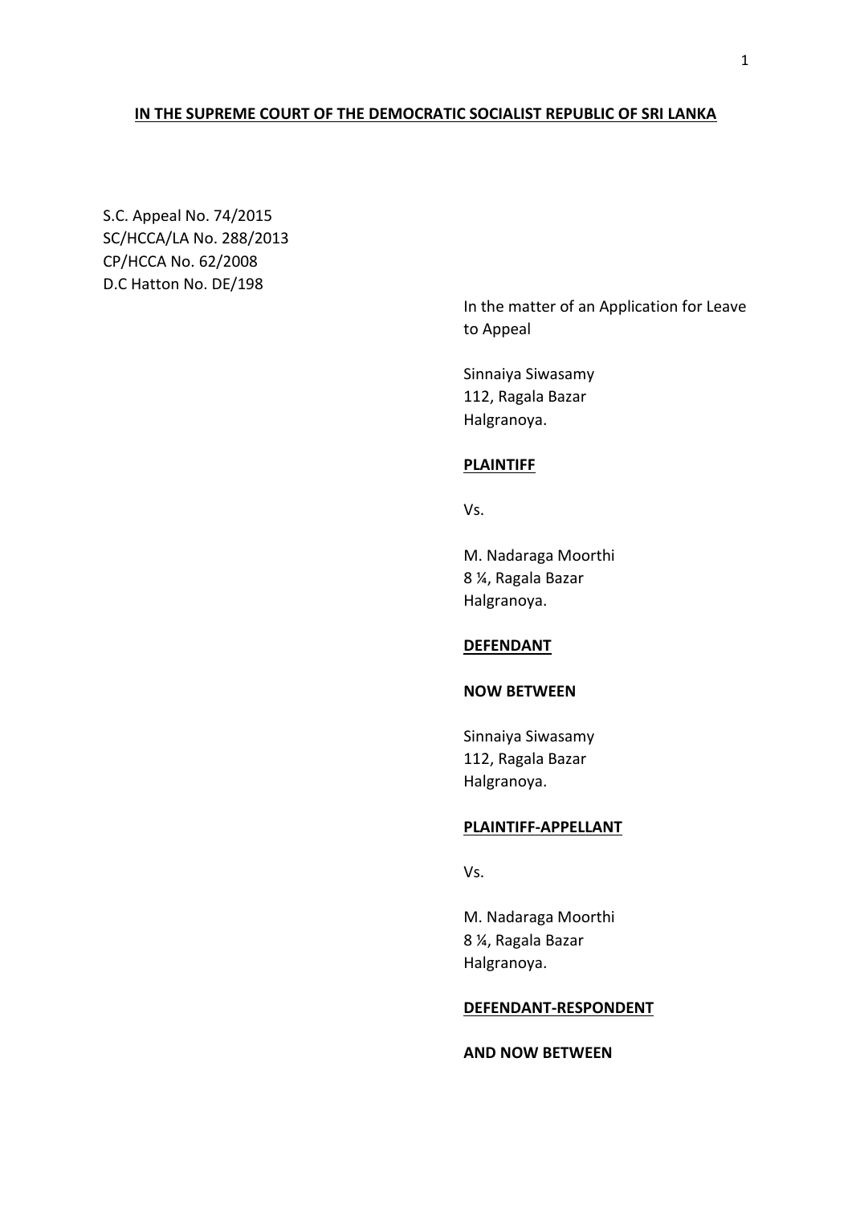**IN THE SUPREME COURT OF THE DEMOCRATIC SOCIALIST REPUBLIC OF SRI LANKA**

S.C. Appeal No. 74/2015
SC/HCCA/LA No. 288/2013
CP/HCCA No. 62/2008
D.C Hatton No. DE/198

In the matter of an Application for Leave to Appeal

Sinnaiya Siwasamy
112, Ragala Bazar
Halgranoya.

**PLAINTIFF**

Vs.

M. Nadaraga Moorthi
8 ¼, Ragala Bazar
Halgranoya.

**DEFENDANT**

**NOW BETWEEN**

Sinnaiya Siwasamy
112, Ragala Bazar
Halgranoya.

**PLAINTIFF-APPELLANT**

Vs.

M. Nadaraga Moorthi
8 ¼, Ragala Bazar
Halgranoya.

**DEFENDANT-RESPONDENT**

**AND NOW BETWEEN**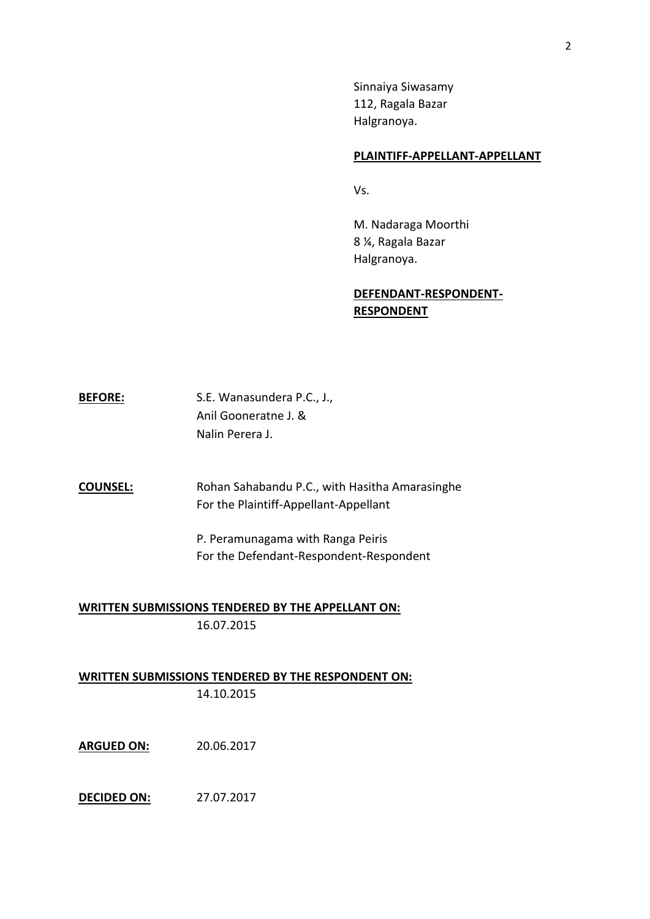Sinnaiya Siwasamy
112, Ragala Bazar
Halgranoya.

**PLAINTIFF-APPELLANT-APPELLANT**

Vs.

M. Nadaraga Moorthi
8 ¼, Ragala Bazar
Halgranoya.

**DEFENDANT-RESPONDENT-RESPONDENT**

**BEFORE:** S.E. Wanasundera P.C., J.,
Anil Gooneratne J. &
Nalin Perera J.

**COUNSEL:** Rohan Sahabandu P.C., with Hasitha Amarasinghe
For the Plaintiff-Appellant-Appellant

P. Peramunagama with Ranga Peiris
For the Defendant-Respondent-Respondent

**WRITTEN SUBMISSIONS TENDERED BY THE APPELLANT ON:**
16.07.2015

**WRITTEN SUBMISSIONS TENDERED BY THE RESPONDENT ON:**
14.10.2015

**ARGUED ON:** 20.06.2017

**DECIDED ON:** 27.07.2017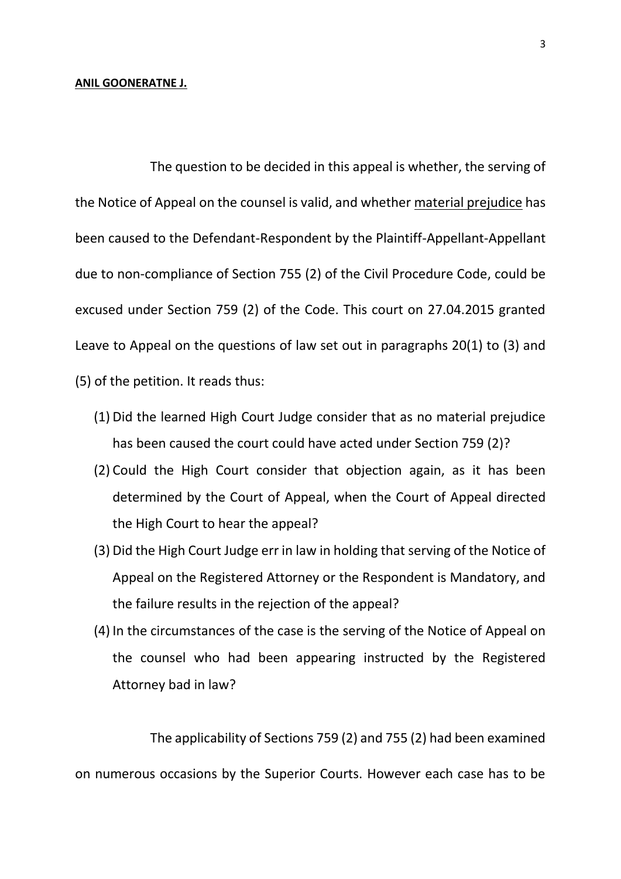**ANIL GOONERATNE J.**

The question to be decided in this appeal is whether, the serving of the Notice of Appeal on the counsel is valid, and whether material prejudice has been caused to the Defendant-Respondent by the Plaintiff-Appellant-Appellant due to non-compliance of Section 755 (2) of the Civil Procedure Code, could be excused under Section 759 (2) of the Code. This court on 27.04.2015 granted Leave to Appeal on the questions of law set out in paragraphs 20(1) to (3) and (5) of the petition. It reads thus:

(1) Did the learned High Court Judge consider that as no material prejudice has been caused the court could have acted under Section 759 (2)?

(2) Could the High Court consider that objection again, as it has been determined by the Court of Appeal, when the Court of Appeal directed the High Court to hear the appeal?

(3) Did the High Court Judge err in law in holding that serving of the Notice of Appeal on the Registered Attorney or the Respondent is Mandatory, and the failure results in the rejection of the appeal?

(4) In the circumstances of the case is the serving of the Notice of Appeal on the counsel who had been appearing instructed by the Registered Attorney bad in law?

The applicability of Sections 759 (2) and 755 (2) had been examined on numerous occasions by the Superior Courts. However each case has to be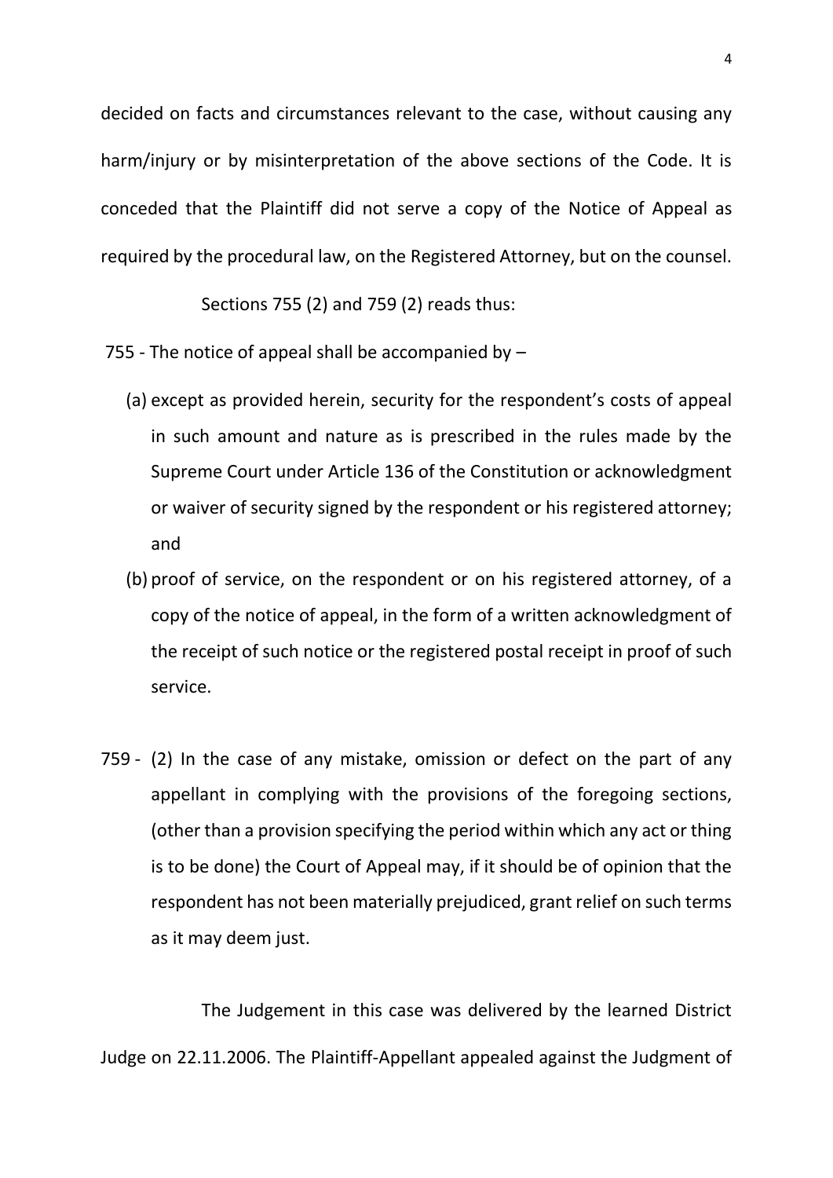decided on facts and circumstances relevant to the case, without causing any harm/injury or by misinterpretation of the above sections of the Code. It is conceded that the Plaintiff did not serve a copy of the Notice of Appeal as required by the procedural law, on the Registered Attorney, but on the counsel.

Sections 755 (2) and 759 (2) reads thus:

755 - The notice of appeal shall be accompanied by –

(a) except as provided herein, security for the respondent's costs of appeal in such amount and nature as is prescribed in the rules made by the Supreme Court under Article 136 of the Constitution or acknowledgment or waiver of security signed by the respondent or his registered attorney; and

(b) proof of service, on the respondent or on his registered attorney, of a copy of the notice of appeal, in the form of a written acknowledgment of the receipt of such notice or the registered postal receipt in proof of such service.

759 - (2) In the case of any mistake, omission or defect on the part of any appellant in complying with the provisions of the foregoing sections, (other than a provision specifying the period within which any act or thing is to be done) the Court of Appeal may, if it should be of opinion that the respondent has not been materially prejudiced, grant relief on such terms as it may deem just.

The Judgement in this case was delivered by the learned District Judge on 22.11.2006. The Plaintiff-Appellant appealed against the Judgment of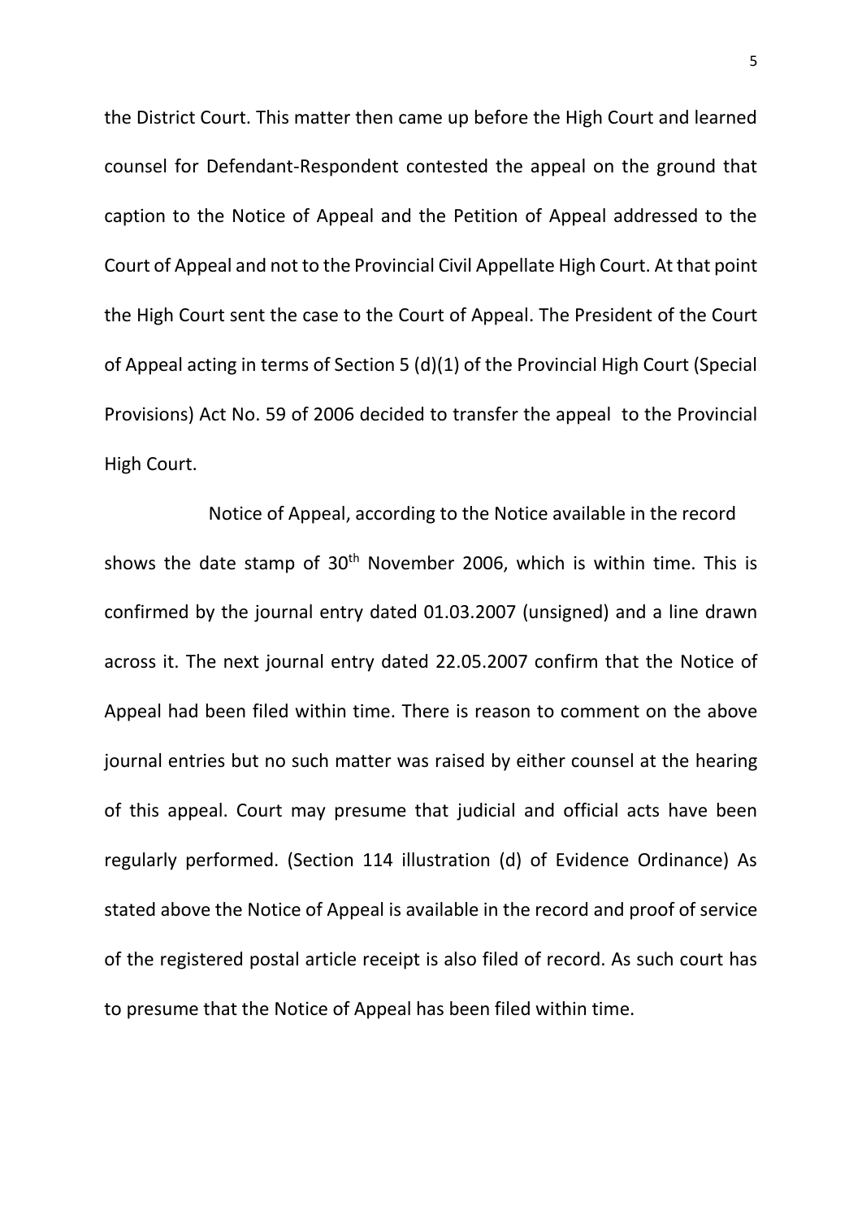the District Court. This matter then came up before the High Court and learned counsel for Defendant-Respondent contested the appeal on the ground that caption to the Notice of Appeal and the Petition of Appeal addressed to the Court of Appeal and not to the Provincial Civil Appellate High Court. At that point the High Court sent the case to the Court of Appeal. The President of the Court of Appeal acting in terms of Section 5 (d)(1) of the Provincial High Court (Special Provisions) Act No. 59 of 2006 decided to transfer the appeal to the Provincial High Court.

Notice of Appeal, according to the Notice available in the record shows the date stamp of 30th November 2006, which is within time. This is confirmed by the journal entry dated 01.03.2007 (unsigned) and a line drawn across it. The next journal entry dated 22.05.2007 confirm that the Notice of Appeal had been filed within time. There is reason to comment on the above journal entries but no such matter was raised by either counsel at the hearing of this appeal. Court may presume that judicial and official acts have been regularly performed. (Section 114 illustration (d) of Evidence Ordinance) As stated above the Notice of Appeal is available in the record and proof of service of the registered postal article receipt is also filed of record. As such court has to presume that the Notice of Appeal has been filed within time.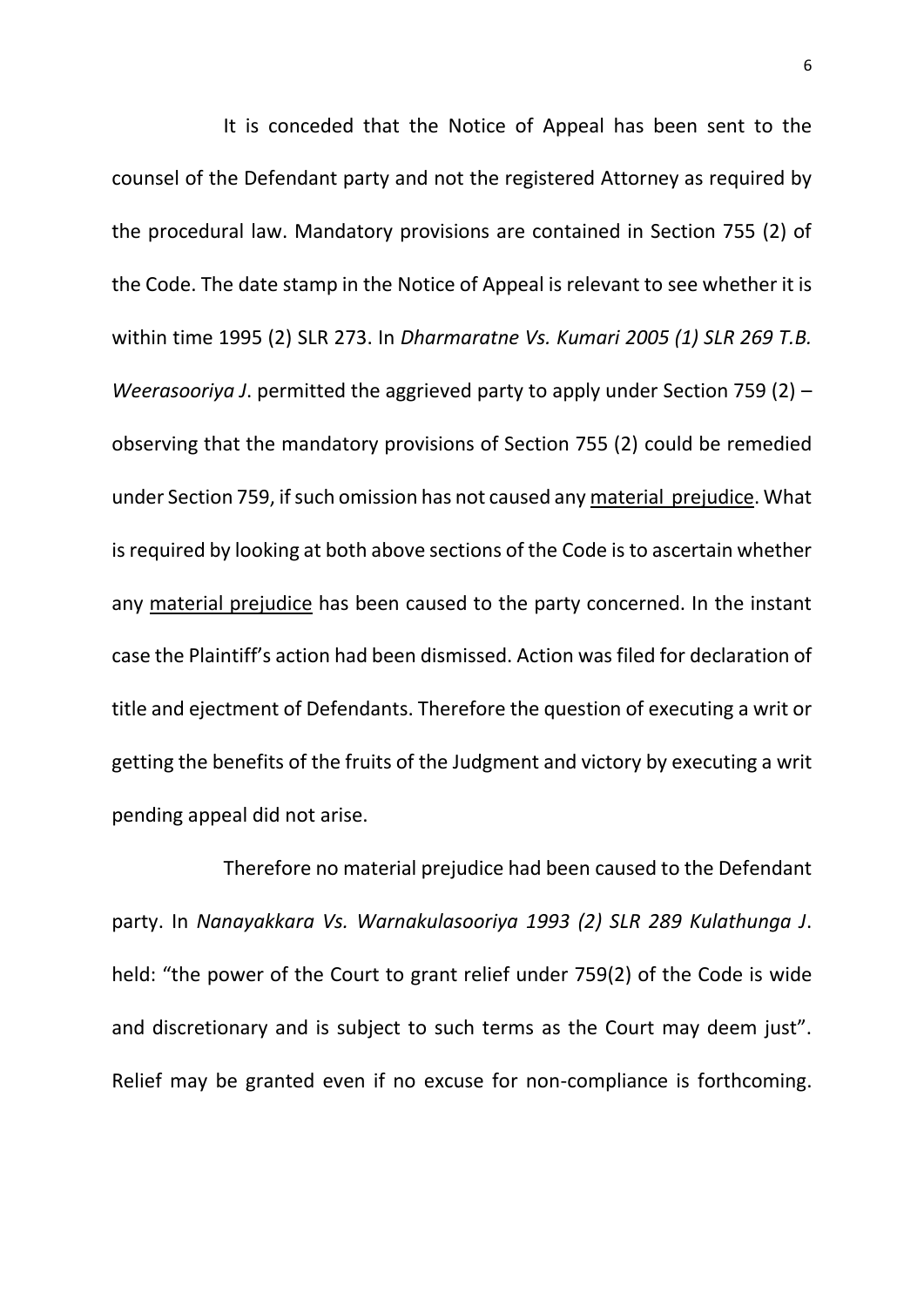It is conceded that the Notice of Appeal has been sent to the counsel of the Defendant party and not the registered Attorney as required by the procedural law. Mandatory provisions are contained in Section 755 (2) of the Code. The date stamp in the Notice of Appeal is relevant to see whether it is within time 1995 (2) SLR 273. In *Dharmaratne Vs. Kumari 2005 (1) SLR 269 T.B. Weerasooriya J*. permitted the aggrieved party to apply under Section 759 (2) – observing that the mandatory provisions of Section 755 (2) could be remedied under Section 759, if such omission has not caused any <u>material prejudice</u>. What is required by looking at both above sections of the Code is to ascertain whether any <u>material prejudice</u> has been caused to the party concerned. In the instant case the Plaintiff's action had been dismissed. Action was filed for declaration of title and ejectment of Defendants. Therefore the question of executing a writ or getting the benefits of the fruits of the Judgment and victory by executing a writ pending appeal did not arise.

Therefore no material prejudice had been caused to the Defendant party. In *Nanayakkara Vs. Warnakulasooriya 1993 (2) SLR 289 Kulathunga J*. held: "the power of the Court to grant relief under 759(2) of the Code is wide and discretionary and is subject to such terms as the Court may deem just". Relief may be granted even if no excuse for non-compliance is forthcoming.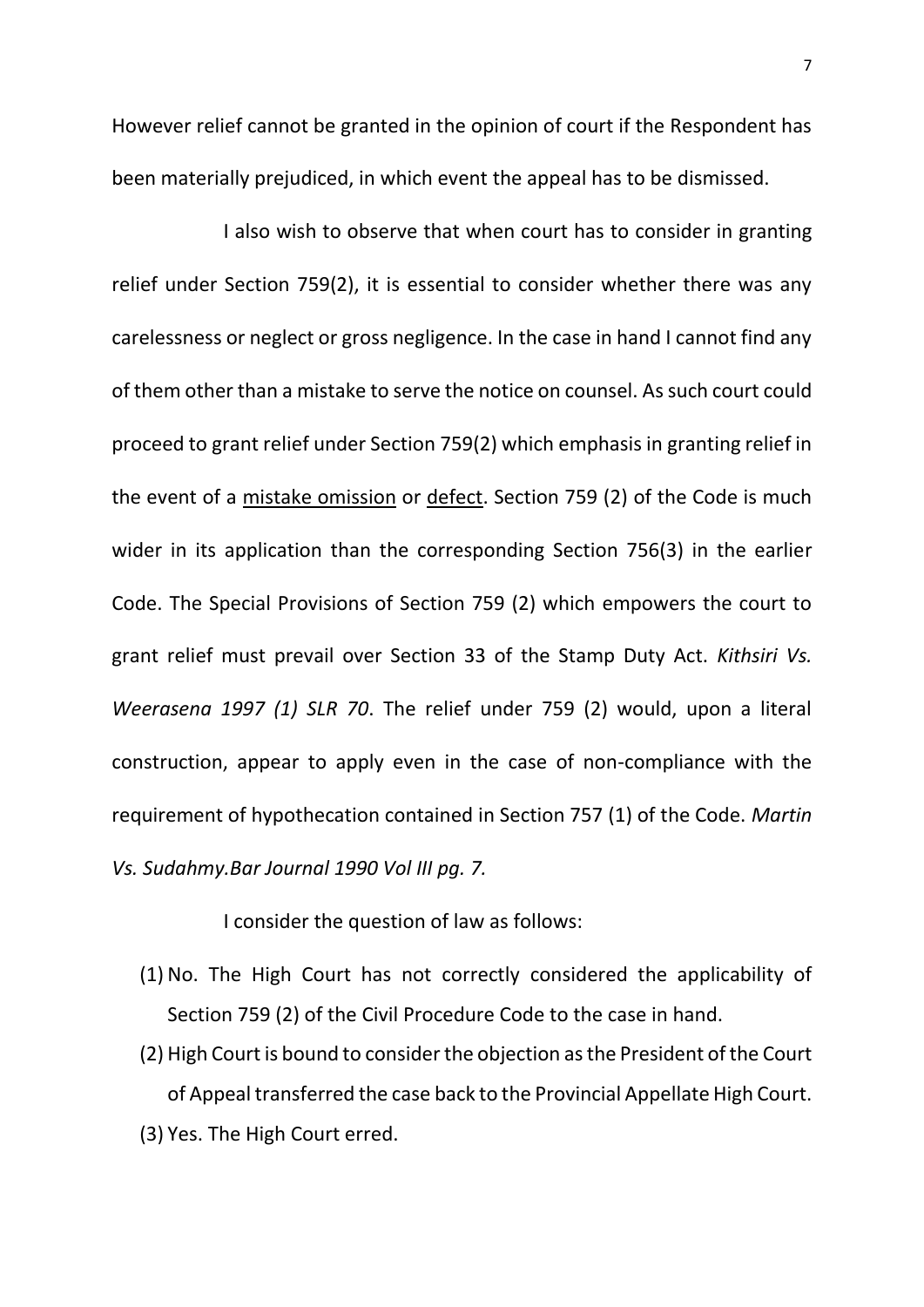However relief cannot be granted in the opinion of court if the Respondent has been materially prejudiced, in which event the appeal has to be dismissed.

I also wish to observe that when court has to consider in granting relief under Section 759(2), it is essential to consider whether there was any carelessness or neglect or gross negligence. In the case in hand I cannot find any of them other than a mistake to serve the notice on counsel. As such court could proceed to grant relief under Section 759(2) which emphasis in granting relief in the event of a <u>mistake omission</u> or <u>defect</u>. Section 759 (2) of the Code is much wider in its application than the corresponding Section 756(3) in the earlier Code. The Special Provisions of Section 759 (2) which empowers the court to grant relief must prevail over Section 33 of the Stamp Duty Act. *Kithsiri Vs. Weerasena 1997 (1) SLR 70*. The relief under 759 (2) would, upon a literal construction, appear to apply even in the case of non-compliance with the requirement of hypothecation contained in Section 757 (1) of the Code. *Martin Vs. Sudahmy.Bar Journal 1990 Vol III pg. 7.*

I consider the question of law as follows:

(1) No. The High Court has not correctly considered the applicability of Section 759 (2) of the Civil Procedure Code to the case in hand.

(2) High Court is bound to consider the objection as the President of the Court of Appeal transferred the case back to the Provincial Appellate High Court.

(3) Yes. The High Court erred.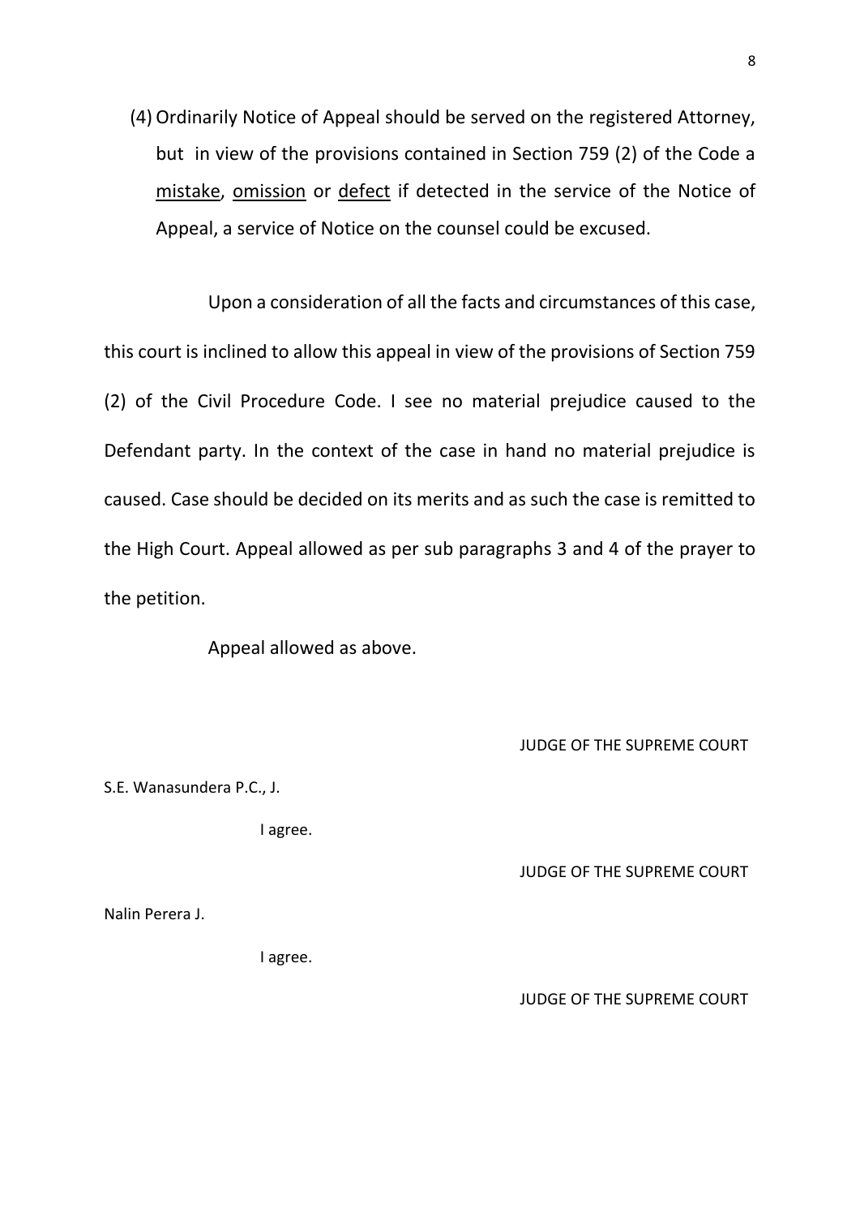(4) Ordinarily Notice of Appeal should be served on the registered Attorney, but in view of the provisions contained in Section 759 (2) of the Code a <u>mistake</u>, <u>omission</u> or <u>defect</u> if detected in the service of the Notice of Appeal, a service of Notice on the counsel could be excused.

Upon a consideration of all the facts and circumstances of this case, this court is inclined to allow this appeal in view of the provisions of Section 759 (2) of the Civil Procedure Code. I see no material prejudice caused to the Defendant party. In the context of the case in hand no material prejudice is caused. Case should be decided on its merits and as such the case is remitted to the High Court. Appeal allowed as per sub paragraphs 3 and 4 of the prayer to the petition.

Appeal allowed as above.

JUDGE OF THE SUPREME COURT

S.E. Wanasundera P.C., J.

I agree.

JUDGE OF THE SUPREME COURT

Nalin Perera J.

I agree.

JUDGE OF THE SUPREME COURT